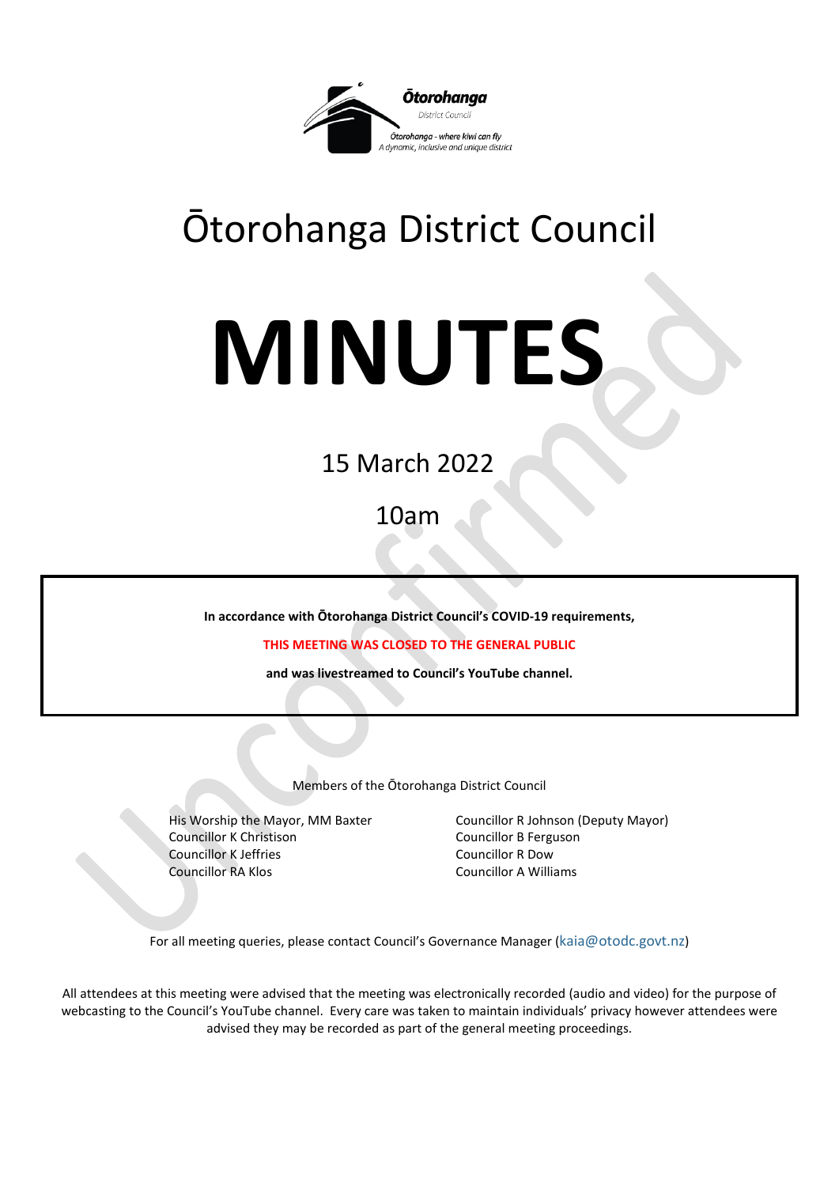# Ōtorohanga District Council

# MINUTES

15 March 2022

10am

**In accordance with Ōtorohanga District Council's COVID-19 requirements,**

**THIS MEETING WAS CLOSED TO THE GENERAL PUBLIC**

**and was livestreamed to Council's YouTube channel.**

Members of the Ōtorohanga District Council

His Worship the Mayor, MM Baxter
Councillor K Christison
Councillor K Jeffries
Councillor RA Klos
Councillor R Johnson (Deputy Mayor)
Councillor B Ferguson
Councillor R Dow
Councillor A Williams

For all meeting queries, please contact Council's Governance Manager (kaia@otodc.govt.nz)

All attendees at this meeting were advised that the meeting was electronically recorded (audio and video) for the purpose of webcasting to the Council's YouTube channel. Every care was taken to maintain individuals' privacy however attendees were advised they may be recorded as part of the general meeting proceedings.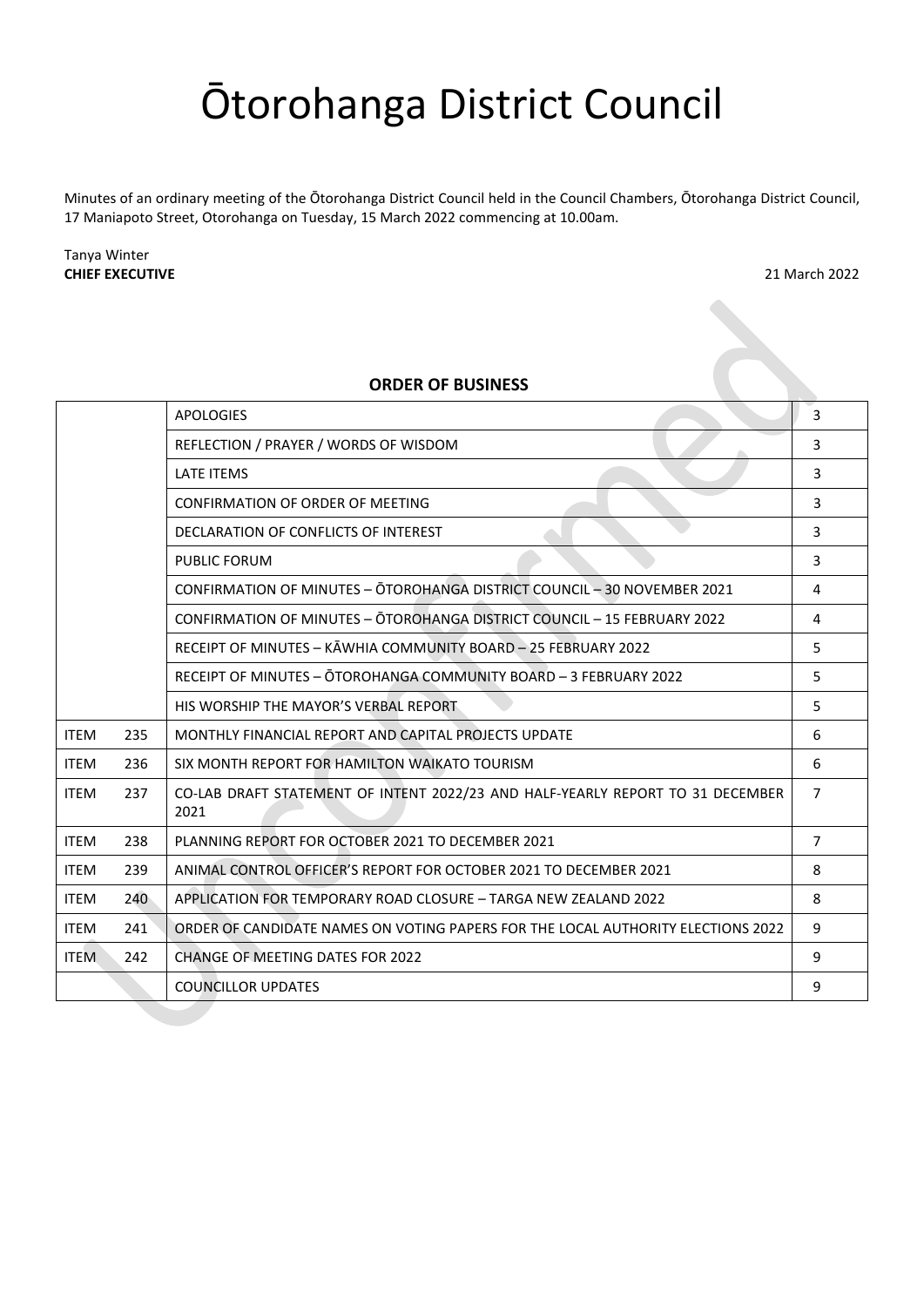# Ōtorohanga District Council

Minutes of an ordinary meeting of the Ōtorohanga District Council held in the Council Chambers, Ōtorohanga District Council, 17 Maniapoto Street, Otorohanga on Tuesday, 15 March 2022 commencing at 10.00am.

Tanya Winter
**CHIEF EXECUTIVE** 21 March 2022

**ORDER OF BUSINESS**

| | | | |
|---|---|---|---|
| | | APOLOGIES | 3 |
| | | REFLECTION / PRAYER / WORDS OF WISDOM | 3 |
| | | LATE ITEMS | 3 |
| | | CONFIRMATION OF ORDER OF MEETING | 3 |
| | | DECLARATION OF CONFLICTS OF INTEREST | 3 |
| | | PUBLIC FORUM | 3 |
| | | CONFIRMATION OF MINUTES – ŌTOROHANGA DISTRICT COUNCIL – 30 NOVEMBER 2021 | 4 |
| | | CONFIRMATION OF MINUTES – ŌTOROHANGA DISTRICT COUNCIL – 15 FEBRUARY 2022 | 4 |
| | | RECEIPT OF MINUTES – KĀWHIA COMMUNITY BOARD – 25 FEBRUARY 2022 | 5 |
| | | RECEIPT OF MINUTES – ŌTOROHANGA COMMUNITY BOARD – 3 FEBRUARY 2022 | 5 |
| | | HIS WORSHIP THE MAYOR'S VERBAL REPORT | 5 |
| ITEM | 235 | MONTHLY FINANCIAL REPORT AND CAPITAL PROJECTS UPDATE | 6 |
| ITEM | 236 | SIX MONTH REPORT FOR HAMILTON WAIKATO TOURISM | 6 |
| ITEM | 237 | CO-LAB DRAFT STATEMENT OF INTENT 2022/23 AND HALF-YEARLY REPORT TO 31 DECEMBER 2021 | 7 |
| ITEM | 238 | PLANNING REPORT FOR OCTOBER 2021 TO DECEMBER 2021 | 7 |
| ITEM | 239 | ANIMAL CONTROL OFFICER'S REPORT FOR OCTOBER 2021 TO DECEMBER 2021 | 8 |
| ITEM | 240 | APPLICATION FOR TEMPORARY ROAD CLOSURE – TARGA NEW ZEALAND 2022 | 8 |
| ITEM | 241 | ORDER OF CANDIDATE NAMES ON VOTING PAPERS FOR THE LOCAL AUTHORITY ELECTIONS 2022 | 9 |
| ITEM | 242 | CHANGE OF MEETING DATES FOR 2022 | 9 |
| | | COUNCILLOR UPDATES | 9 |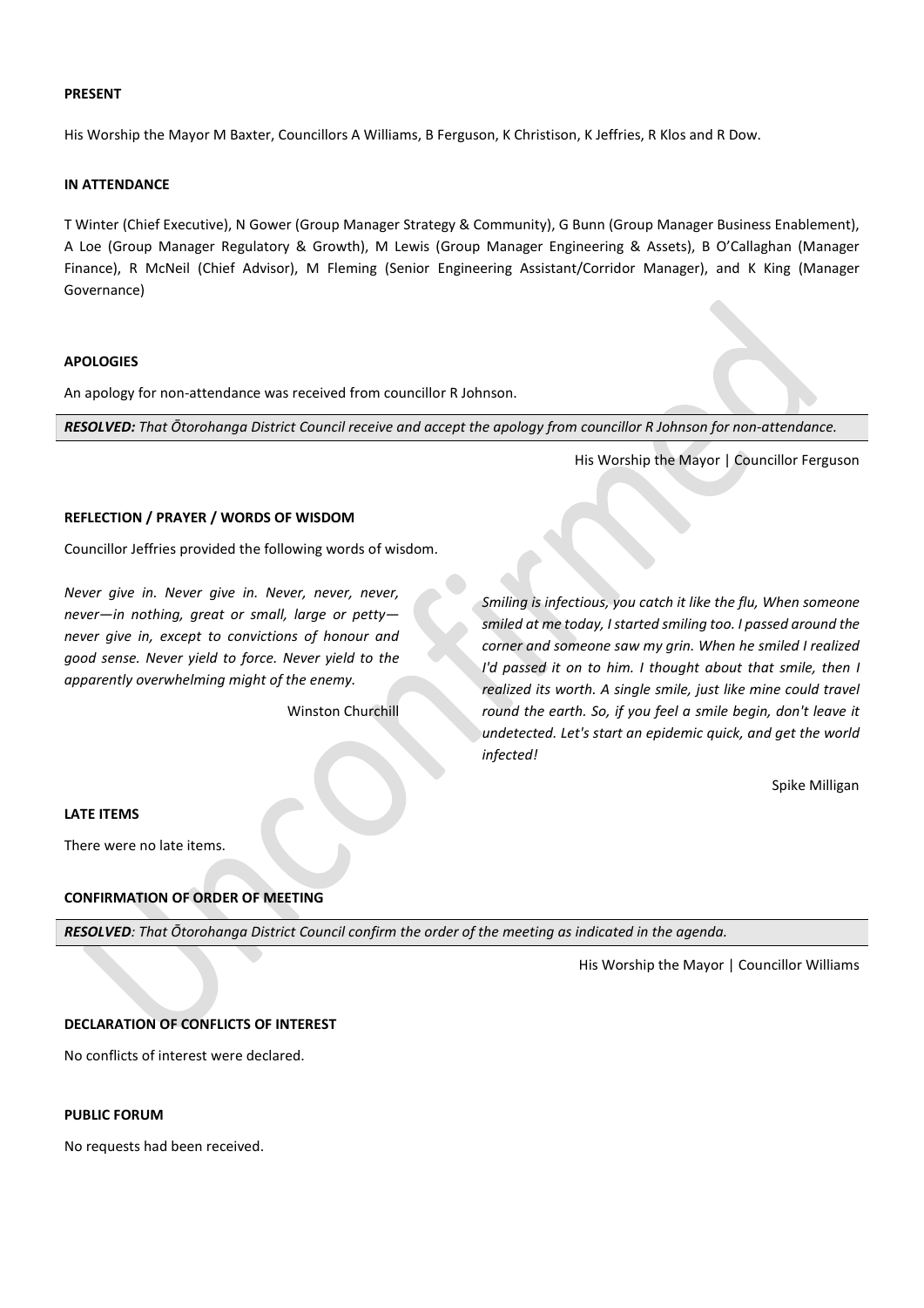**PRESENT**

His Worship the Mayor M Baxter, Councillors A Williams, B Ferguson, K Christison, K Jeffries, R Klos and R Dow.

**IN ATTENDANCE**

T Winter (Chief Executive), N Gower (Group Manager Strategy & Community), G Bunn (Group Manager Business Enablement), A Loe (Group Manager Regulatory & Growth), M Lewis (Group Manager Engineering & Assets), B O'Callaghan (Manager Finance), R McNeil (Chief Advisor), M Fleming (Senior Engineering Assistant/Corridor Manager), and K King (Manager Governance)

**APOLOGIES**

An apology for non-attendance was received from councillor R Johnson.

***RESOLVED:*** *That Ōtorohanga District Council receive and accept the apology from councillor R Johnson for non-attendance.*

His Worship the Mayor | Councillor Ferguson

**REFLECTION / PRAYER / WORDS OF WISDOM**

Councillor Jeffries provided the following words of wisdom.

*Never give in. Never give in. Never, never, never, never—in nothing, great or small, large or petty—never give in, except to convictions of honour and good sense. Never yield to force. Never yield to the apparently overwhelming might of the enemy.*

Winston Churchill

*Smiling is infectious, you catch it like the flu, When someone smiled at me today, I started smiling too. I passed around the corner and someone saw my grin. When he smiled I realized I'd passed it on to him. I thought about that smile, then I realized its worth. A single smile, just like mine could travel round the earth. So, if you feel a smile begin, don't leave it undetected. Let's start an epidemic quick, and get the world infected!*

Spike Milligan

**LATE ITEMS**

There were no late items.

**CONFIRMATION OF ORDER OF MEETING**

***RESOLVED****: That Ōtorohanga District Council confirm the order of the meeting as indicated in the agenda.*

His Worship the Mayor | Councillor Williams

**DECLARATION OF CONFLICTS OF INTEREST**

No conflicts of interest were declared.

**PUBLIC FORUM**

No requests had been received.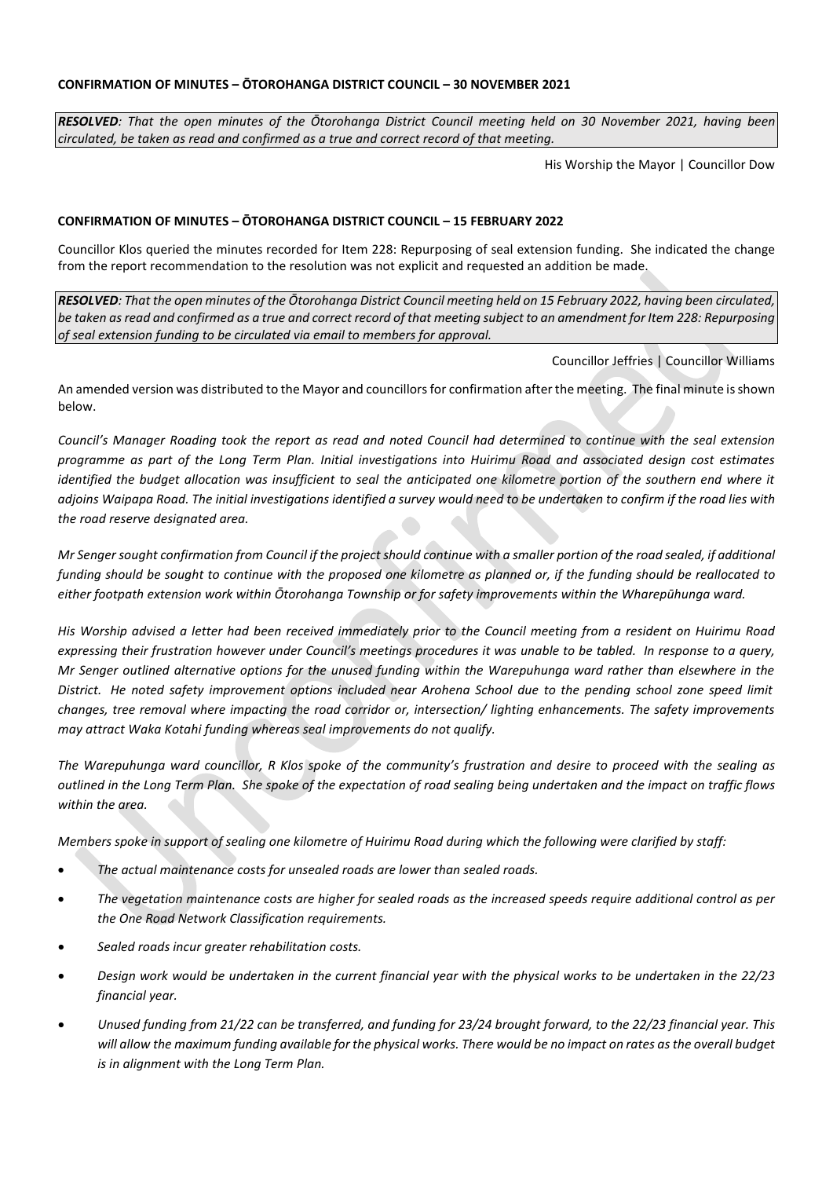**CONFIRMATION OF MINUTES – ŌTOROHANGA DISTRICT COUNCIL – 30 NOVEMBER 2021**

***RESOLVED****: That the open minutes of the Ōtorohanga District Council meeting held on 30 November 2021, having been circulated, be taken as read and confirmed as a true and correct record of that meeting.*

His Worship the Mayor | Councillor Dow

**CONFIRMATION OF MINUTES – ŌTOROHANGA DISTRICT COUNCIL – 15 FEBRUARY 2022**

Councillor Klos queried the minutes recorded for Item 228: Repurposing of seal extension funding. She indicated the change from the report recommendation to the resolution was not explicit and requested an addition be made.

***RESOLVED****: That the open minutes of the Ōtorohanga District Council meeting held on 15 February 2022, having been circulated, be taken as read and confirmed as a true and correct record of that meeting subject to an amendment for Item 228: Repurposing of seal extension funding to be circulated via email to members for approval.*

Councillor Jeffries | Councillor Williams

An amended version was distributed to the Mayor and councillors for confirmation after the meeting. The final minute is shown below.

*Council's Manager Roading took the report as read and noted Council had determined to continue with the seal extension programme as part of the Long Term Plan. Initial investigations into Huirimu Road and associated design cost estimates identified the budget allocation was insufficient to seal the anticipated one kilometre portion of the southern end where it adjoins Waipapa Road. The initial investigations identified a survey would need to be undertaken to confirm if the road lies with the road reserve designated area.*

*Mr Senger sought confirmation from Council if the project should continue with a smaller portion of the road sealed, if additional funding should be sought to continue with the proposed one kilometre as planned or, if the funding should be reallocated to either footpath extension work within Ōtorohanga Township or for safety improvements within the Wharepūhunga ward.*

*His Worship advised a letter had been received immediately prior to the Council meeting from a resident on Huirimu Road expressing their frustration however under Council's meetings procedures it was unable to be tabled. In response to a query, Mr Senger outlined alternative options for the unused funding within the Warepuhunga ward rather than elsewhere in the District. He noted safety improvement options included near Arohena School due to the pending school zone speed limit changes, tree removal where impacting the road corridor or, intersection/ lighting enhancements. The safety improvements may attract Waka Kotahi funding whereas seal improvements do not qualify.*

*The Warepuhunga ward councillor, R Klos spoke of the community's frustration and desire to proceed with the sealing as outlined in the Long Term Plan. She spoke of the expectation of road sealing being undertaken and the impact on traffic flows within the area.*

*Members spoke in support of sealing one kilometre of Huirimu Road during which the following were clarified by staff:*

- *The actual maintenance costs for unsealed roads are lower than sealed roads.*
- *The vegetation maintenance costs are higher for sealed roads as the increased speeds require additional control as per the One Road Network Classification requirements.*
- *Sealed roads incur greater rehabilitation costs.*
- *Design work would be undertaken in the current financial year with the physical works to be undertaken in the 22/23 financial year.*
- *Unused funding from 21/22 can be transferred, and funding for 23/24 brought forward, to the 22/23 financial year. This will allow the maximum funding available for the physical works. There would be no impact on rates as the overall budget is in alignment with the Long Term Plan.*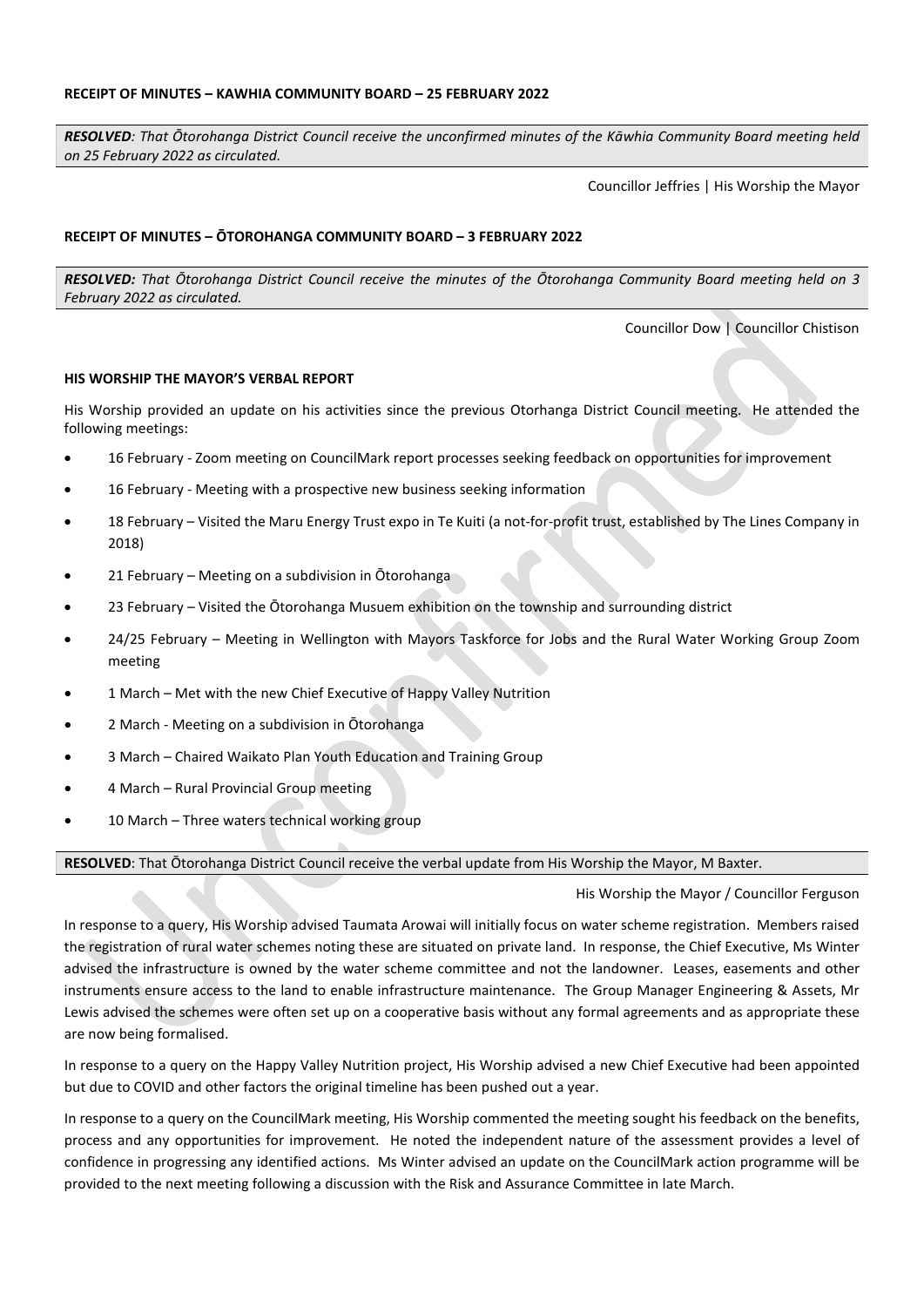**RECEIPT OF MINUTES – KAWHIA COMMUNITY BOARD – 25 FEBRUARY 2022**

***RESOLVED**: That Ōtorohanga District Council receive the unconfirmed minutes of the Kāwhia Community Board meeting held on 25 February 2022 as circulated.*

Councillor Jeffries | His Worship the Mayor

**RECEIPT OF MINUTES – ŌTOROHANGA COMMUNITY BOARD – 3 FEBRUARY 2022**

***RESOLVED:** That Ōtorohanga District Council receive the minutes of the Ōtorohanga Community Board meeting held on 3 February 2022 as circulated.*

Councillor Dow | Councillor Chistison

**HIS WORSHIP THE MAYOR'S VERBAL REPORT**

His Worship provided an update on his activities since the previous Otorhanga District Council meeting. He attended the following meetings:

- 16 February - Zoom meeting on CouncilMark report processes seeking feedback on opportunities for improvement
- 16 February - Meeting with a prospective new business seeking information
- 18 February – Visited the Maru Energy Trust expo in Te Kuiti (a not-for-profit trust, established by The Lines Company in 2018)
- 21 February – Meeting on a subdivision in Ōtorohanga
- 23 February – Visited the Ōtorohanga Musuem exhibition on the township and surrounding district
- 24/25 February – Meeting in Wellington with Mayors Taskforce for Jobs and the Rural Water Working Group Zoom meeting
- 1 March – Met with the new Chief Executive of Happy Valley Nutrition
- 2 March - Meeting on a subdivision in Ōtorohanga
- 3 March – Chaired Waikato Plan Youth Education and Training Group
- 4 March – Rural Provincial Group meeting
- 10 March – Three waters technical working group

**RESOLVED**: That Ōtorohanga District Council receive the verbal update from His Worship the Mayor, M Baxter.

His Worship the Mayor / Councillor Ferguson

In response to a query, His Worship advised Taumata Arowai will initially focus on water scheme registration. Members raised the registration of rural water schemes noting these are situated on private land. In response, the Chief Executive, Ms Winter advised the infrastructure is owned by the water scheme committee and not the landowner. Leases, easements and other instruments ensure access to the land to enable infrastructure maintenance. The Group Manager Engineering & Assets, Mr Lewis advised the schemes were often set up on a cooperative basis without any formal agreements and as appropriate these are now being formalised.

In response to a query on the Happy Valley Nutrition project, His Worship advised a new Chief Executive had been appointed but due to COVID and other factors the original timeline has been pushed out a year.

In response to a query on the CouncilMark meeting, His Worship commented the meeting sought his feedback on the benefits, process and any opportunities for improvement. He noted the independent nature of the assessment provides a level of confidence in progressing any identified actions. Ms Winter advised an update on the CouncilMark action programme will be provided to the next meeting following a discussion with the Risk and Assurance Committee in late March.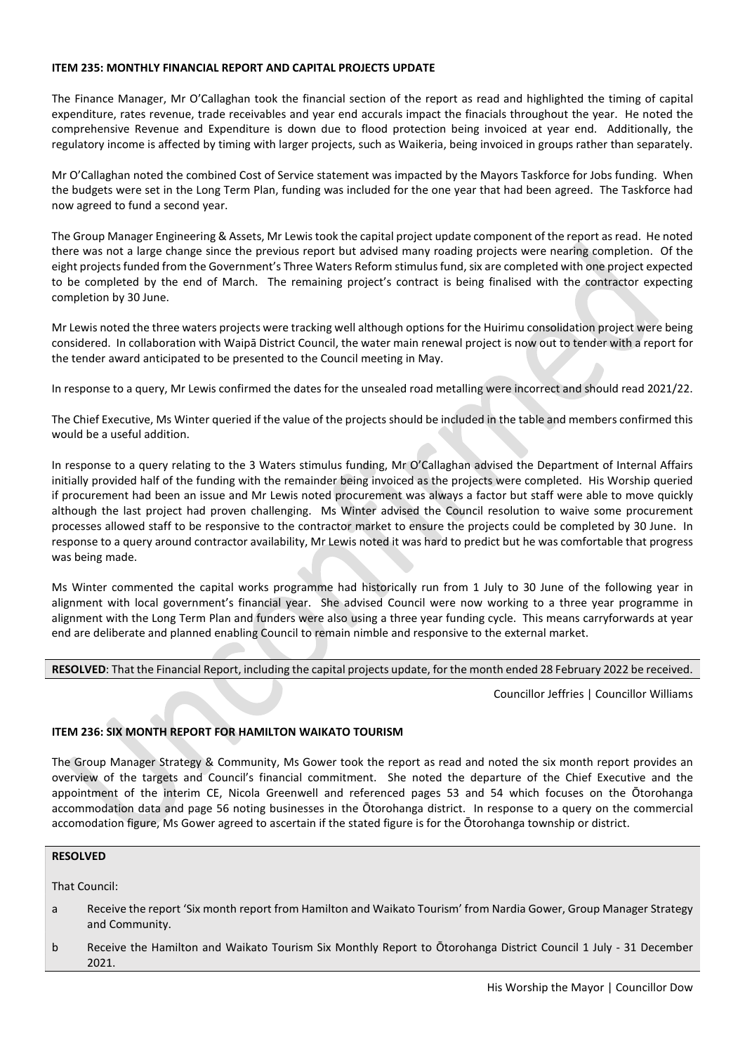**ITEM 235: MONTHLY FINANCIAL REPORT AND CAPITAL PROJECTS UPDATE**

The Finance Manager, Mr O'Callaghan took the financial section of the report as read and highlighted the timing of capital expenditure, rates revenue, trade receivables and year end accurals impact the finacials throughout the year. He noted the comprehensive Revenue and Expenditure is down due to flood protection being invoiced at year end. Additionally, the regulatory income is affected by timing with larger projects, such as Waikeria, being invoiced in groups rather than separately.

Mr O'Callaghan noted the combined Cost of Service statement was impacted by the Mayors Taskforce for Jobs funding. When the budgets were set in the Long Term Plan, funding was included for the one year that had been agreed. The Taskforce had now agreed to fund a second year.

The Group Manager Engineering & Assets, Mr Lewis took the capital project update component of the report as read. He noted there was not a large change since the previous report but advised many roading projects were nearing completion. Of the eight projects funded from the Government's Three Waters Reform stimulus fund, six are completed with one project expected to be completed by the end of March. The remaining project's contract is being finalised with the contractor expecting completion by 30 June.

Mr Lewis noted the three waters projects were tracking well although options for the Huirimu consolidation project were being considered. In collaboration with Waipā District Council, the water main renewal project is now out to tender with a report for the tender award anticipated to be presented to the Council meeting in May.

In response to a query, Mr Lewis confirmed the dates for the unsealed road metalling were incorrect and should read 2021/22.

The Chief Executive, Ms Winter queried if the value of the projects should be included in the table and members confirmed this would be a useful addition.

In response to a query relating to the 3 Waters stimulus funding, Mr O'Callaghan advised the Department of Internal Affairs initially provided half of the funding with the remainder being invoiced as the projects were completed. His Worship queried if procurement had been an issue and Mr Lewis noted procurement was always a factor but staff were able to move quickly although the last project had proven challenging. Ms Winter advised the Council resolution to waive some procurement processes allowed staff to be responsive to the contractor market to ensure the projects could be completed by 30 June. In response to a query around contractor availability, Mr Lewis noted it was hard to predict but he was comfortable that progress was being made.

Ms Winter commented the capital works programme had historically run from 1 July to 30 June of the following year in alignment with local government's financial year. She advised Council were now working to a three year programme in alignment with the Long Term Plan and funders were also using a three year funding cycle. This means carryforwards at year end are deliberate and planned enabling Council to remain nimble and responsive to the external market.

**RESOLVED**: That the Financial Report, including the capital projects update, for the month ended 28 February 2022 be received.

Councillor Jeffries | Councillor Williams

**ITEM 236: SIX MONTH REPORT FOR HAMILTON WAIKATO TOURISM**

The Group Manager Strategy & Community, Ms Gower took the report as read and noted the six month report provides an overview of the targets and Council's financial commitment. She noted the departure of the Chief Executive and the appointment of the interim CE, Nicola Greenwell and referenced pages 53 and 54 which focuses on the Ōtorohanga accommodation data and page 56 noting businesses in the Ōtorohanga district. In response to a query on the commercial accomodation figure, Ms Gower agreed to ascertain if the stated figure is for the Ōtorohanga township or district.

**RESOLVED**

That Council:

a Receive the report 'Six month report from Hamilton and Waikato Tourism' from Nardia Gower, Group Manager Strategy and Community.

b Receive the Hamilton and Waikato Tourism Six Monthly Report to Ōtorohanga District Council 1 July - 31 December 2021.

His Worship the Mayor | Councillor Dow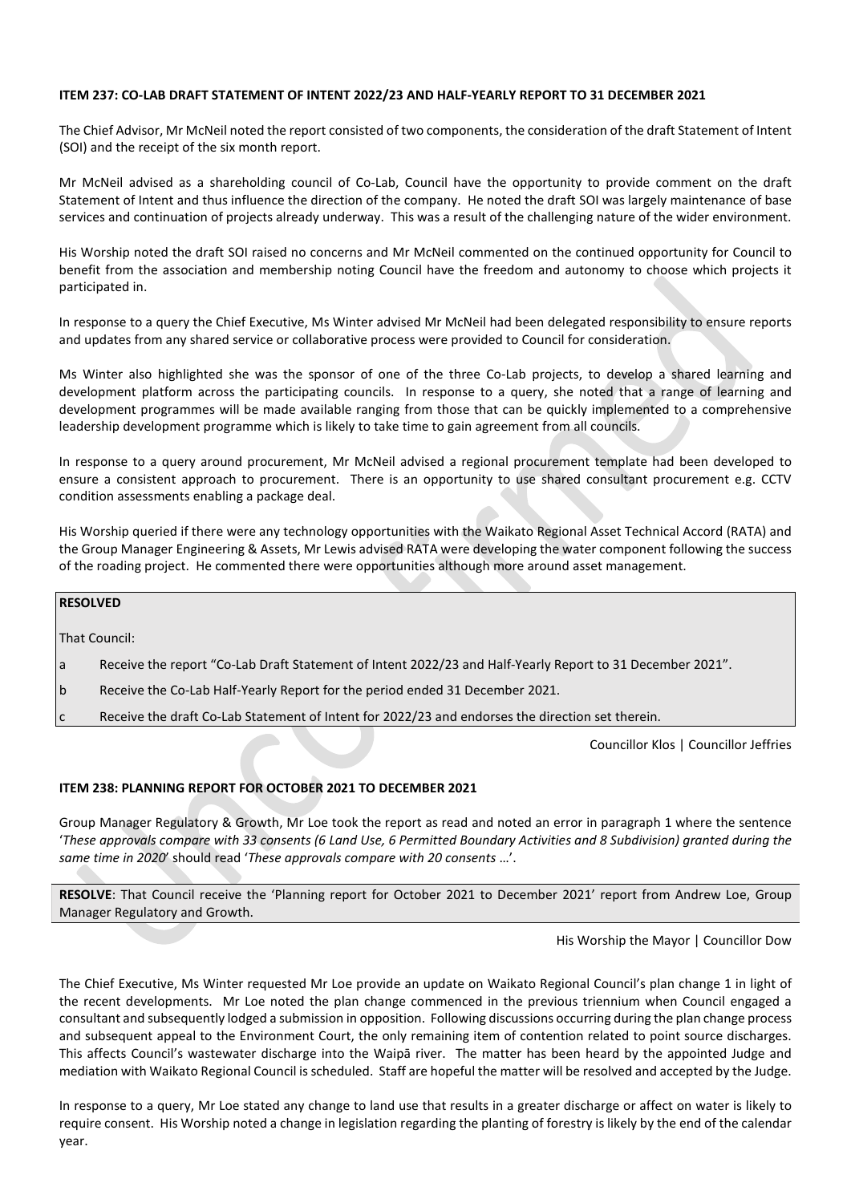**ITEM 237: CO-LAB DRAFT STATEMENT OF INTENT 2022/23 AND HALF-YEARLY REPORT TO 31 DECEMBER 2021**

The Chief Advisor, Mr McNeil noted the report consisted of two components, the consideration of the draft Statement of Intent (SOI) and the receipt of the six month report.

Mr McNeil advised as a shareholding council of Co-Lab, Council have the opportunity to provide comment on the draft Statement of Intent and thus influence the direction of the company. He noted the draft SOI was largely maintenance of base services and continuation of projects already underway. This was a result of the challenging nature of the wider environment.

His Worship noted the draft SOI raised no concerns and Mr McNeil commented on the continued opportunity for Council to benefit from the association and membership noting Council have the freedom and autonomy to choose which projects it participated in.

In response to a query the Chief Executive, Ms Winter advised Mr McNeil had been delegated responsibility to ensure reports and updates from any shared service or collaborative process were provided to Council for consideration.

Ms Winter also highlighted she was the sponsor of one of the three Co-Lab projects, to develop a shared learning and development platform across the participating councils. In response to a query, she noted that a range of learning and development programmes will be made available ranging from those that can be quickly implemented to a comprehensive leadership development programme which is likely to take time to gain agreement from all councils.

In response to a query around procurement, Mr McNeil advised a regional procurement template had been developed to ensure a consistent approach to procurement. There is an opportunity to use shared consultant procurement e.g. CCTV condition assessments enabling a package deal.

His Worship queried if there were any technology opportunities with the Waikato Regional Asset Technical Accord (RATA) and the Group Manager Engineering & Assets, Mr Lewis advised RATA were developing the water component following the success of the roading project. He commented there were opportunities although more around asset management.

**RESOLVED**

That Council:

a Receive the report "Co-Lab Draft Statement of Intent 2022/23 and Half-Yearly Report to 31 December 2021".

b Receive the Co-Lab Half-Yearly Report for the period ended 31 December 2021.

c Receive the draft Co-Lab Statement of Intent for 2022/23 and endorses the direction set therein.

Councillor Klos | Councillor Jeffries

**ITEM 238: PLANNING REPORT FOR OCTOBER 2021 TO DECEMBER 2021**

Group Manager Regulatory & Growth, Mr Loe took the report as read and noted an error in paragraph 1 where the sentence '*These approvals compare with 33 consents (6 Land Use, 6 Permitted Boundary Activities and 8 Subdivision) granted during the same time in 2020*' should read '*These approvals compare with 20 consents* …'.

**RESOLVE**: That Council receive the 'Planning report for October 2021 to December 2021' report from Andrew Loe, Group Manager Regulatory and Growth.

His Worship the Mayor | Councillor Dow

The Chief Executive, Ms Winter requested Mr Loe provide an update on Waikato Regional Council's plan change 1 in light of the recent developments. Mr Loe noted the plan change commenced in the previous triennium when Council engaged a consultant and subsequently lodged a submission in opposition. Following discussions occurring during the plan change process and subsequent appeal to the Environment Court, the only remaining item of contention related to point source discharges. This affects Council's wastewater discharge into the Waipā river. The matter has been heard by the appointed Judge and mediation with Waikato Regional Council is scheduled. Staff are hopeful the matter will be resolved and accepted by the Judge.

In response to a query, Mr Loe stated any change to land use that results in a greater discharge or affect on water is likely to require consent. His Worship noted a change in legislation regarding the planting of forestry is likely by the end of the calendar year.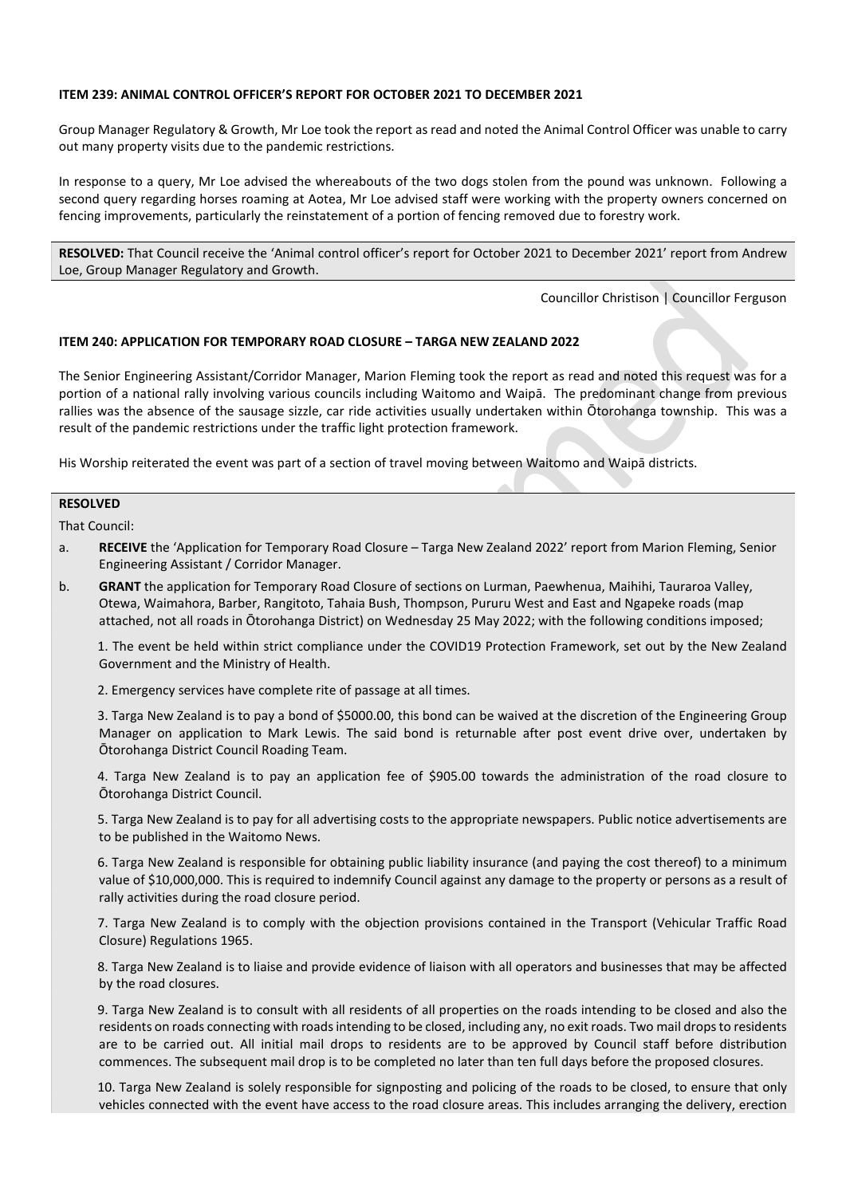**ITEM 239: ANIMAL CONTROL OFFICER'S REPORT FOR OCTOBER 2021 TO DECEMBER 2021**

Group Manager Regulatory & Growth, Mr Loe took the report as read and noted the Animal Control Officer was unable to carry out many property visits due to the pandemic restrictions.

In response to a query, Mr Loe advised the whereabouts of the two dogs stolen from the pound was unknown. Following a second query regarding horses roaming at Aotea, Mr Loe advised staff were working with the property owners concerned on fencing improvements, particularly the reinstatement of a portion of fencing removed due to forestry work.

**RESOLVED:** That Council receive the 'Animal control officer's report for October 2021 to December 2021' report from Andrew Loe, Group Manager Regulatory and Growth.

Councillor Christison | Councillor Ferguson

**ITEM 240: APPLICATION FOR TEMPORARY ROAD CLOSURE – TARGA NEW ZEALAND 2022**

The Senior Engineering Assistant/Corridor Manager, Marion Fleming took the report as read and noted this request was for a portion of a national rally involving various councils including Waitomo and Waipā. The predominant change from previous rallies was the absence of the sausage sizzle, car ride activities usually undertaken within Ōtorohanga township. This was a result of the pandemic restrictions under the traffic light protection framework.

His Worship reiterated the event was part of a section of travel moving between Waitomo and Waipā districts.

**RESOLVED**

That Council:

a. **RECEIVE** the 'Application for Temporary Road Closure – Targa New Zealand 2022' report from Marion Fleming, Senior Engineering Assistant / Corridor Manager.

b. **GRANT** the application for Temporary Road Closure of sections on Lurman, Paewhenua, Maihihi, Tauraroa Valley, Otewa, Waimahora, Barber, Rangitoto, Tahaia Bush, Thompson, Pururu West and East and Ngapeke roads (map attached, not all roads in Ōtorohanga District) on Wednesday 25 May 2022; with the following conditions imposed;

   1. The event be held within strict compliance under the COVID19 Protection Framework, set out by the New Zealand Government and the Ministry of Health.

   2. Emergency services have complete rite of passage at all times.

   3. Targa New Zealand is to pay a bond of $5000.00, this bond can be waived at the discretion of the Engineering Group Manager on application to Mark Lewis. The said bond is returnable after post event drive over, undertaken by Ōtorohanga District Council Roading Team.

   4. Targa New Zealand is to pay an application fee of $905.00 towards the administration of the road closure to Ōtorohanga District Council.

   5. Targa New Zealand is to pay for all advertising costs to the appropriate newspapers. Public notice advertisements are to be published in the Waitomo News.

   6. Targa New Zealand is responsible for obtaining public liability insurance (and paying the cost thereof) to a minimum value of $10,000,000. This is required to indemnify Council against any damage to the property or persons as a result of rally activities during the road closure period.

   7. Targa New Zealand is to comply with the objection provisions contained in the Transport (Vehicular Traffic Road Closure) Regulations 1965.

   8. Targa New Zealand is to liaise and provide evidence of liaison with all operators and businesses that may be affected by the road closures.

   9. Targa New Zealand is to consult with all residents of all properties on the roads intending to be closed and also the residents on roads connecting with roads intending to be closed, including any, no exit roads. Two mail drops to residents are to be carried out. All initial mail drops to residents are to be approved by Council staff before distribution commences. The subsequent mail drop is to be completed no later than ten full days before the proposed closures.

   10. Targa New Zealand is solely responsible for signposting and policing of the roads to be closed, to ensure that only vehicles connected with the event have access to the road closure areas. This includes arranging the delivery, erection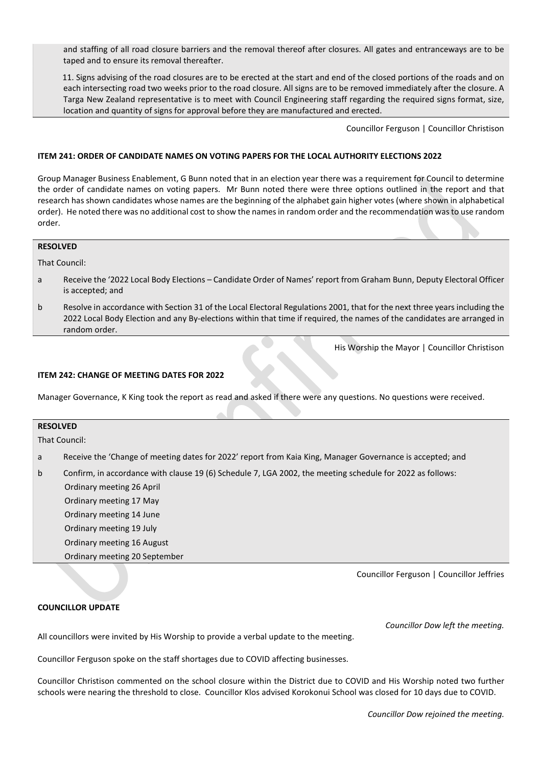and staffing of all road closure barriers and the removal thereof after closures. All gates and entranceways are to be taped and to ensure its removal thereafter.

11. Signs advising of the road closures are to be erected at the start and end of the closed portions of the roads and on each intersecting road two weeks prior to the road closure. All signs are to be removed immediately after the closure. A Targa New Zealand representative is to meet with Council Engineering staff regarding the required signs format, size, location and quantity of signs for approval before they are manufactured and erected.

Councillor Ferguson | Councillor Christison

**ITEM 241: ORDER OF CANDIDATE NAMES ON VOTING PAPERS FOR THE LOCAL AUTHORITY ELECTIONS 2022**

Group Manager Business Enablement, G Bunn noted that in an election year there was a requirement for Council to determine the order of candidate names on voting papers. Mr Bunn noted there were three options outlined in the report and that research has shown candidates whose names are the beginning of the alphabet gain higher votes (where shown in alphabetical order). He noted there was no additional cost to show the names in random order and the recommendation was to use random order.

**RESOLVED**

That Council:

a Receive the '2022 Local Body Elections – Candidate Order of Names' report from Graham Bunn, Deputy Electoral Officer is accepted; and

b Resolve in accordance with Section 31 of the Local Electoral Regulations 2001, that for the next three years including the 2022 Local Body Election and any By-elections within that time if required, the names of the candidates are arranged in random order.

His Worship the Mayor | Councillor Christison

**ITEM 242: CHANGE OF MEETING DATES FOR 2022**

Manager Governance, K King took the report as read and asked if there were any questions. No questions were received.

**RESOLVED**

That Council:

a Receive the 'Change of meeting dates for 2022' report from Kaia King, Manager Governance is accepted; and

b Confirm, in accordance with clause 19 (6) Schedule 7, LGA 2002, the meeting schedule for 2022 as follows:
Ordinary meeting 26 April
Ordinary meeting 17 May
Ordinary meeting 14 June
Ordinary meeting 19 July
Ordinary meeting 16 August
Ordinary meeting 20 September

Councillor Ferguson | Councillor Jeffries

**COUNCILLOR UPDATE**

*Councillor Dow left the meeting.*

All councillors were invited by His Worship to provide a verbal update to the meeting.

Councillor Ferguson spoke on the staff shortages due to COVID affecting businesses.

Councillor Christison commented on the school closure within the District due to COVID and His Worship noted two further schools were nearing the threshold to close. Councillor Klos advised Korokonui School was closed for 10 days due to COVID.

*Councillor Dow rejoined the meeting.*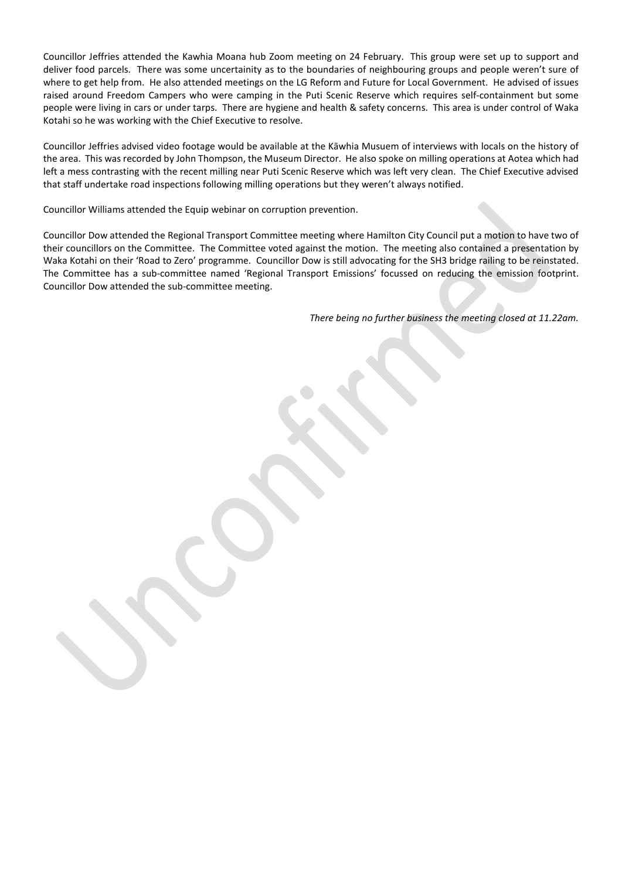Councillor Jeffries attended the Kawhia Moana hub Zoom meeting on 24 February. This group were set up to support and deliver food parcels. There was some uncertainity as to the boundaries of neighbouring groups and people weren't sure of where to get help from. He also attended meetings on the LG Reform and Future for Local Government. He advised of issues raised around Freedom Campers who were camping in the Puti Scenic Reserve which requires self-containment but some people were living in cars or under tarps. There are hygiene and health & safety concerns. This area is under control of Waka Kotahi so he was working with the Chief Executive to resolve.

Councillor Jeffries advised video footage would be available at the Kāwhia Musuem of interviews with locals on the history of the area. This was recorded by John Thompson, the Museum Director. He also spoke on milling operations at Aotea which had left a mess contrasting with the recent milling near Puti Scenic Reserve which was left very clean. The Chief Executive advised that staff undertake road inspections following milling operations but they weren't always notified.

Councillor Williams attended the Equip webinar on corruption prevention.

Councillor Dow attended the Regional Transport Committee meeting where Hamilton City Council put a motion to have two of their councillors on the Committee. The Committee voted against the motion. The meeting also contained a presentation by Waka Kotahi on their 'Road to Zero' programme. Councillor Dow is still advocating for the SH3 bridge railing to be reinstated. The Committee has a sub-committee named 'Regional Transport Emissions' focussed on reducing the emission footprint. Councillor Dow attended the sub-committee meeting.

*There being no further business the meeting closed at 11.22am.*